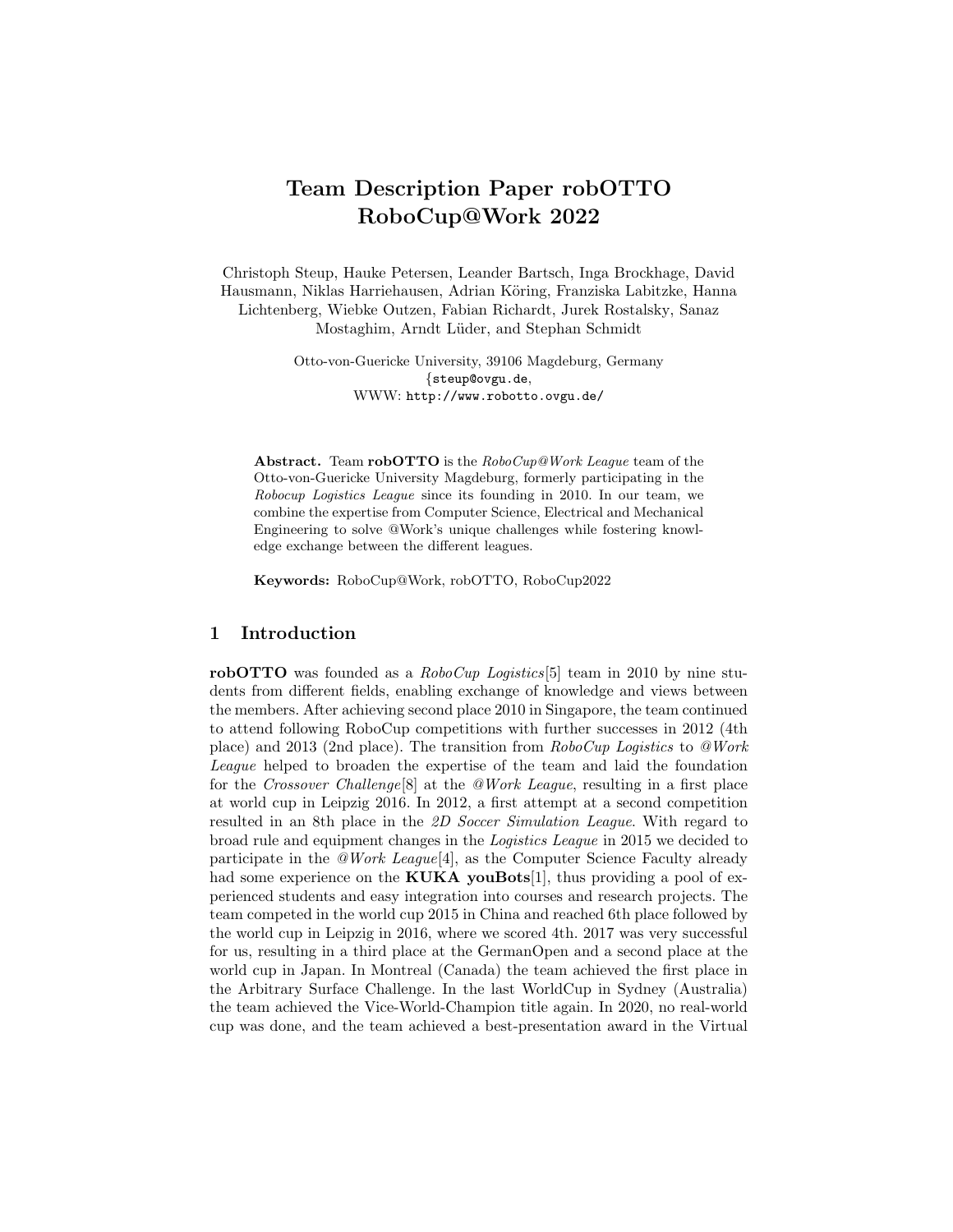# Team Description Paper robOTTO RoboCup@Work 2022

Christoph Steup, Hauke Petersen, Leander Bartsch, Inga Brockhage, David Hausmann, Niklas Harriehausen, Adrian Köring, Franziska Labitzke, Hanna Lichtenberg, Wiebke Outzen, Fabian Richardt, Jurek Rostalsky, Sanaz Mostaghim, Arndt Lüder, and Stephan Schmidt

Otto-von-Guericke University, 39106 Magdeburg, Germany
{steup@ovgu.de,
WWW: http://www.robotto.ovgu.de/

**Abstract.** Team **robOTTO** is the *RoboCup@Work League* team of the Otto-von-Guericke University Magdeburg, formerly participating in the *Robocup Logistics League* since its founding in 2010. In our team, we combine the expertise from Computer Science, Electrical and Mechanical Engineering to solve @Work's unique challenges while fostering knowledge exchange between the different leagues.

**Keywords:** RoboCup@Work, robOTTO, RoboCup2022

## 1 Introduction

**robOTTO** was founded as a *RoboCup Logistics*[5] team in 2010 by nine students from different fields, enabling exchange of knowledge and views between the members. After achieving second place 2010 in Singapore, the team continued to attend following RoboCup competitions with further successes in 2012 (4th place) and 2013 (2nd place). The transition from *RoboCup Logistics* to *@Work League* helped to broaden the expertise of the team and laid the foundation for the *Crossover Challenge*[8] at the *@Work League*, resulting in a first place at world cup in Leipzig 2016. In 2012, a first attempt at a second competition resulted in an 8th place in the *2D Soccer Simulation League*. With regard to broad rule and equipment changes in the *Logistics League* in 2015 we decided to participate in the *@Work League*[4], as the Computer Science Faculty already had some experience on the **KUKA youBots**[1], thus providing a pool of experienced students and easy integration into courses and research projects. The team competed in the world cup 2015 in China and reached 6th place followed by the world cup in Leipzig in 2016, where we scored 4th. 2017 was very successful for us, resulting in a third place at the GermanOpen and a second place at the world cup in Japan. In Montreal (Canada) the team achieved the first place in the Arbitrary Surface Challenge. In the last WorldCup in Sydney (Australia) the team achieved the Vice-World-Champion title again. In 2020, no real-world cup was done, and the team achieved a best-presentation award in the Virtual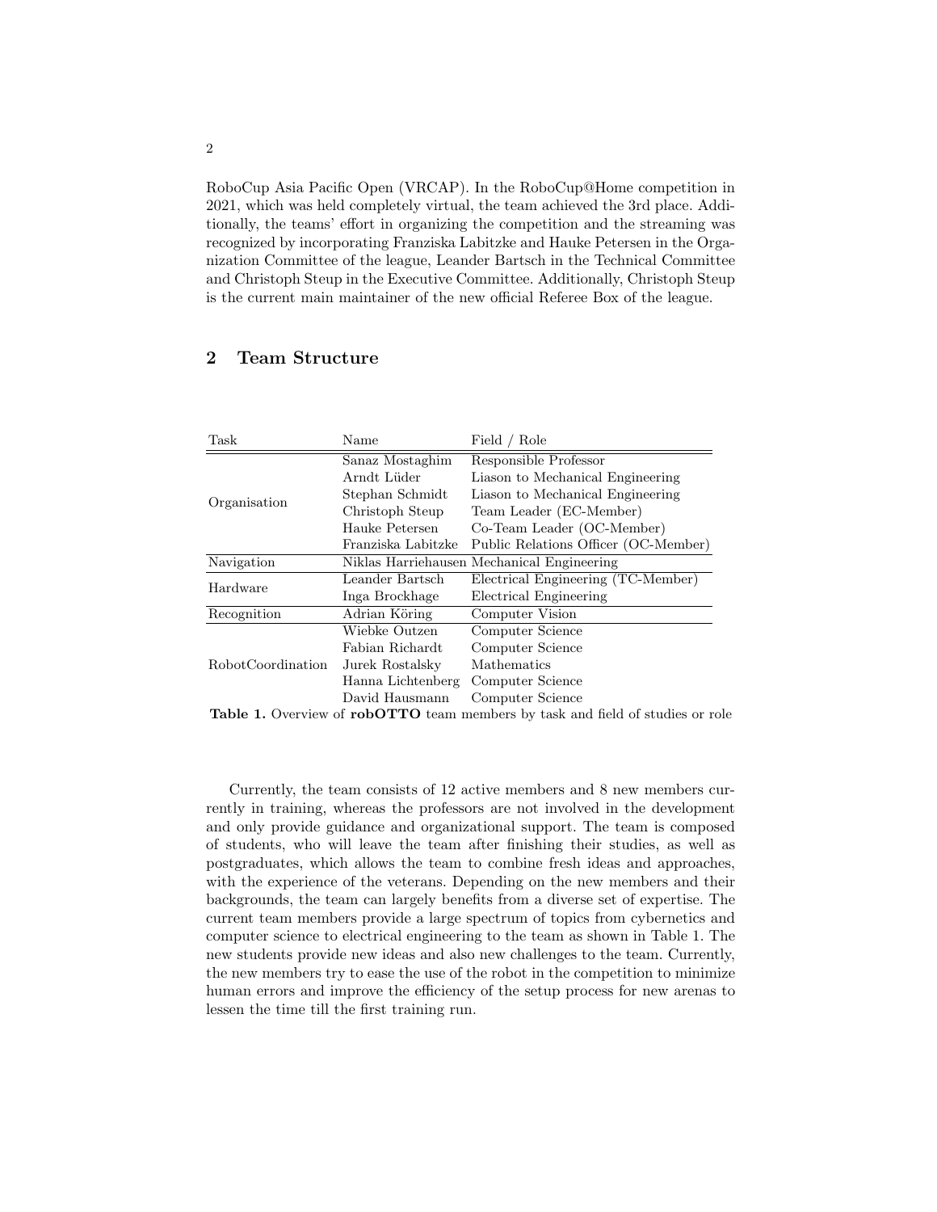RoboCup Asia Pacific Open (VRCAP). In the RoboCup@Home competition in 2021, which was held completely virtual, the team achieved the 3rd place. Additionally, the teams' effort in organizing the competition and the streaming was recognized by incorporating Franziska Labitzke and Hauke Petersen in the Organization Committee of the league, Leander Bartsch in the Technical Committee and Christoph Steup in the Executive Committee. Additionally, Christoph Steup is the current main maintainer of the new official Referee Box of the league.

## 2 Team Structure

| Task | Name | Field / Role |
|---|---|---|
| Organisation | Sanaz Mostaghim | Responsible Professor |
| | Arndt Lüder | Liason to Mechanical Engineering |
| | Stephan Schmidt | Liason to Mechanical Engineering |
| | Christoph Steup | Team Leader (EC-Member) |
| | Hauke Petersen | Co-Team Leader (OC-Member) |
| | Franziska Labitzke | Public Relations Officer (OC-Member) |
| Navigation | Niklas Harriehausen | Mechanical Engineering |
| Hardware | Leander Bartsch | Electrical Engineering (TC-Member) |
| | Inga Brockhage | Electrical Engineering |
| Recognition | Adrian Köring | Computer Vision |
| RobotCoordination | Wiebke Outzen | Computer Science |
| | Fabian Richardt | Computer Science |
| | Jurek Rostalsky | Mathematics |
| | Hanna Lichtenberg | Computer Science |
| | David Hausmann | Computer Science |

**Table 1.** Overview of **robOTTO** team members by task and field of studies or role

Currently, the team consists of 12 active members and 8 new members currently in training, whereas the professors are not involved in the development and only provide guidance and organizational support. The team is composed of students, who will leave the team after finishing their studies, as well as postgraduates, which allows the team to combine fresh ideas and approaches, with the experience of the veterans. Depending on the new members and their backgrounds, the team can largely benefits from a diverse set of expertise. The current team members provide a large spectrum of topics from cybernetics and computer science to electrical engineering to the team as shown in Table 1. The new students provide new ideas and also new challenges to the team. Currently, the new members try to ease the use of the robot in the competition to minimize human errors and improve the efficiency of the setup process for new arenas to lessen the time till the first training run.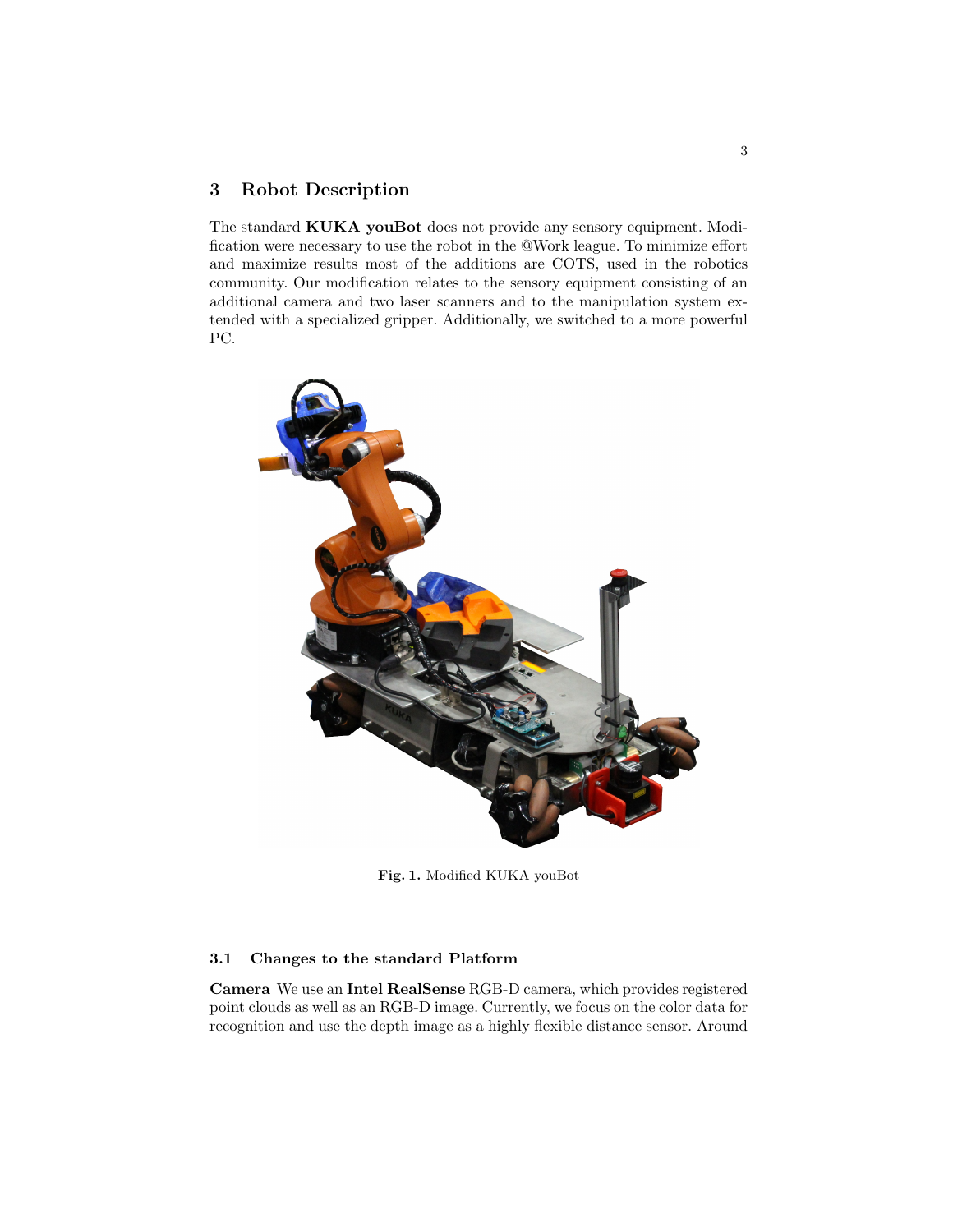## 3 Robot Description

The standard **KUKA youBot** does not provide any sensory equipment. Modification were necessary to use the robot in the @Work league. To minimize effort and maximize results most of the additions are COTS, used in the robotics community. Our modification relates to the sensory equipment consisting of an additional camera and two laser scanners and to the manipulation system extended with a specialized gripper. Additionally, we switched to a more powerful PC.

**Fig. 1.** Modified KUKA youBot

### 3.1 Changes to the standard Platform

**Camera** We use an **Intel RealSense** RGB-D camera, which provides registered point clouds as well as an RGB-D image. Currently, we focus on the color data for recognition and use the depth image as a highly flexible distance sensor. Around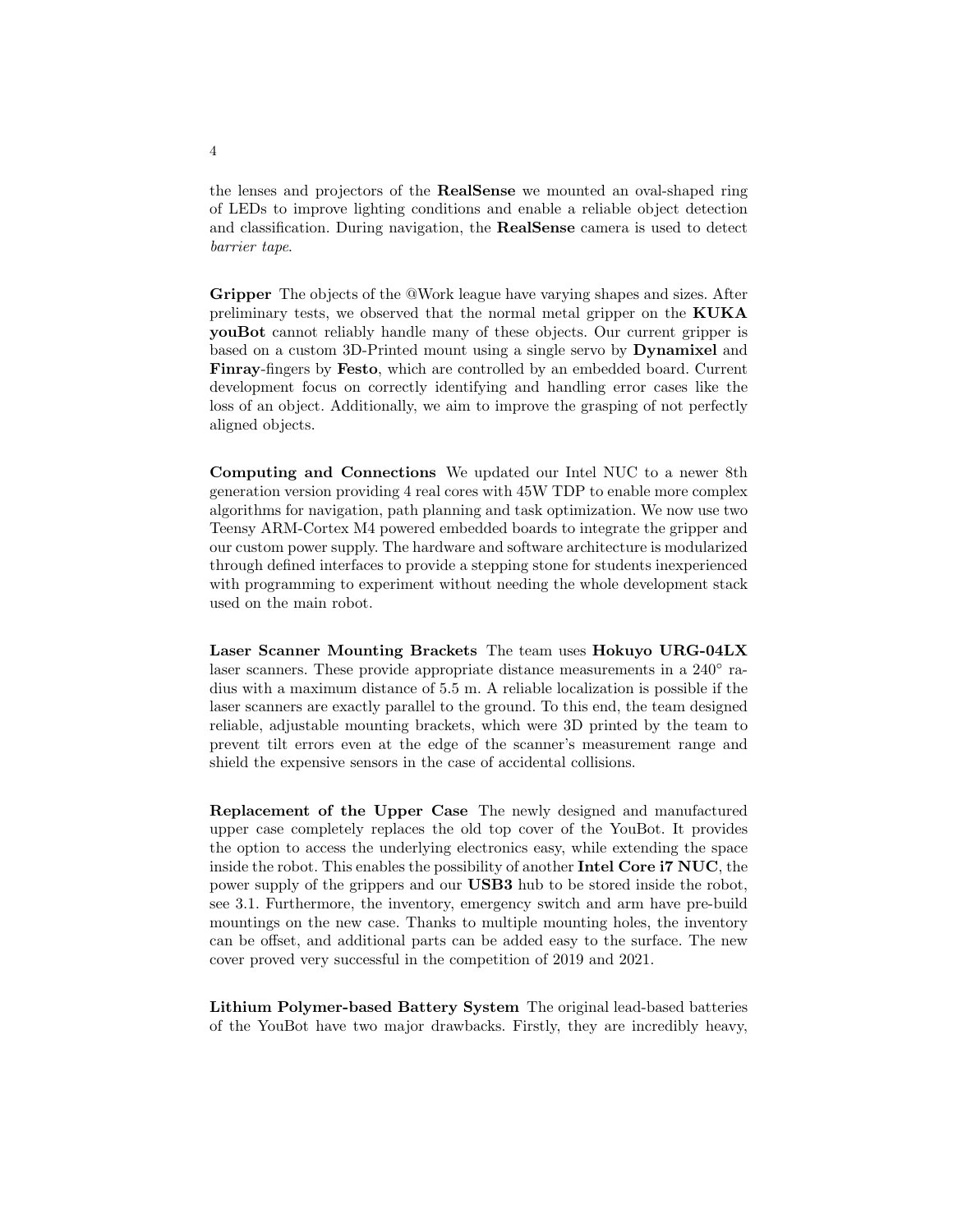the lenses and projectors of the **RealSense** we mounted an oval-shaped ring of LEDs to improve lighting conditions and enable a reliable object detection and classification. During navigation, the **RealSense** camera is used to detect *barrier tape*.

**Gripper** The objects of the @Work league have varying shapes and sizes. After preliminary tests, we observed that the normal metal gripper on the **KUKA youBot** cannot reliably handle many of these objects. Our current gripper is based on a custom 3D-Printed mount using a single servo by **Dynamixel** and **Finray**-fingers by **Festo**, which are controlled by an embedded board. Current development focus on correctly identifying and handling error cases like the loss of an object. Additionally, we aim to improve the grasping of not perfectly aligned objects.

**Computing and Connections** We updated our Intel NUC to a newer 8th generation version providing 4 real cores with 45W TDP to enable more complex algorithms for navigation, path planning and task optimization. We now use two Teensy ARM-Cortex M4 powered embedded boards to integrate the gripper and our custom power supply. The hardware and software architecture is modularized through defined interfaces to provide a stepping stone for students inexperienced with programming to experiment without needing the whole development stack used on the main robot.

**Laser Scanner Mounting Brackets** The team uses **Hokuyo URG-04LX** laser scanners. These provide appropriate distance measurements in a 240° radius with a maximum distance of 5.5 m. A reliable localization is possible if the laser scanners are exactly parallel to the ground. To this end, the team designed reliable, adjustable mounting brackets, which were 3D printed by the team to prevent tilt errors even at the edge of the scanner's measurement range and shield the expensive sensors in the case of accidental collisions.

**Replacement of the Upper Case** The newly designed and manufactured upper case completely replaces the old top cover of the YouBot. It provides the option to access the underlying electronics easy, while extending the space inside the robot. This enables the possibility of another **Intel Core i7 NUC**, the power supply of the grippers and our **USB3** hub to be stored inside the robot, see 3.1. Furthermore, the inventory, emergency switch and arm have pre-build mountings on the new case. Thanks to multiple mounting holes, the inventory can be offset, and additional parts can be added easy to the surface. The new cover proved very successful in the competition of 2019 and 2021.

**Lithium Polymer-based Battery System** The original lead-based batteries of the YouBot have two major drawbacks. Firstly, they are incredibly heavy,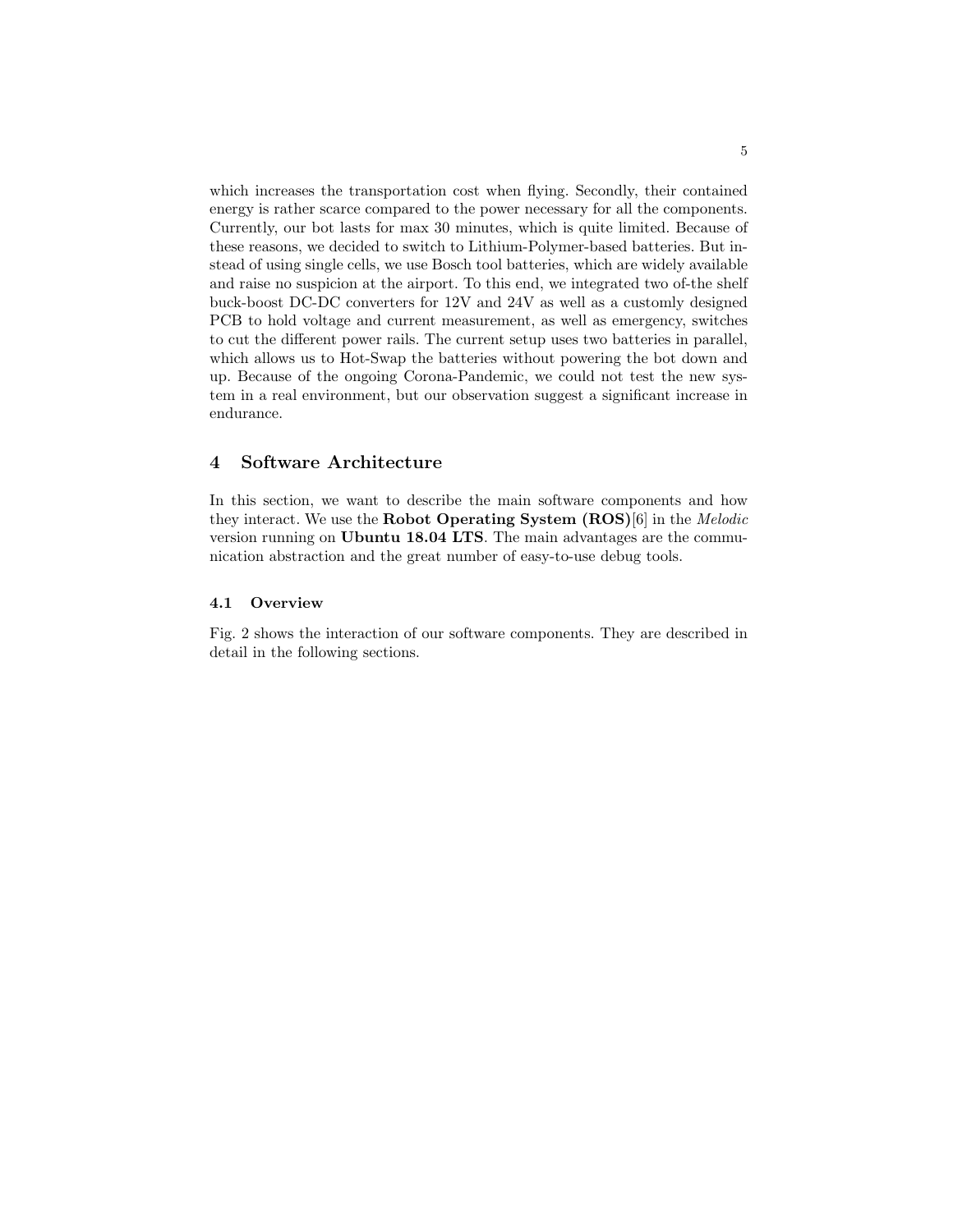which increases the transportation cost when flying. Secondly, their contained energy is rather scarce compared to the power necessary for all the components. Currently, our bot lasts for max 30 minutes, which is quite limited. Because of these reasons, we decided to switch to Lithium-Polymer-based batteries. But instead of using single cells, we use Bosch tool batteries, which are widely available and raise no suspicion at the airport. To this end, we integrated two of-the shelf buck-boost DC-DC converters for 12V and 24V as well as a customly designed PCB to hold voltage and current measurement, as well as emergency, switches to cut the different power rails. The current setup uses two batteries in parallel, which allows us to Hot-Swap the batteries without powering the bot down and up. Because of the ongoing Corona-Pandemic, we could not test the new system in a real environment, but our observation suggest a significant increase in endurance.

## 4 Software Architecture

In this section, we want to describe the main software components and how they interact. We use the **Robot Operating System (ROS)**[6] in the *Melodic* version running on **Ubuntu 18.04 LTS**. The main advantages are the communication abstraction and the great number of easy-to-use debug tools.

### 4.1 Overview

Fig. 2 shows the interaction of our software components. They are described in detail in the following sections.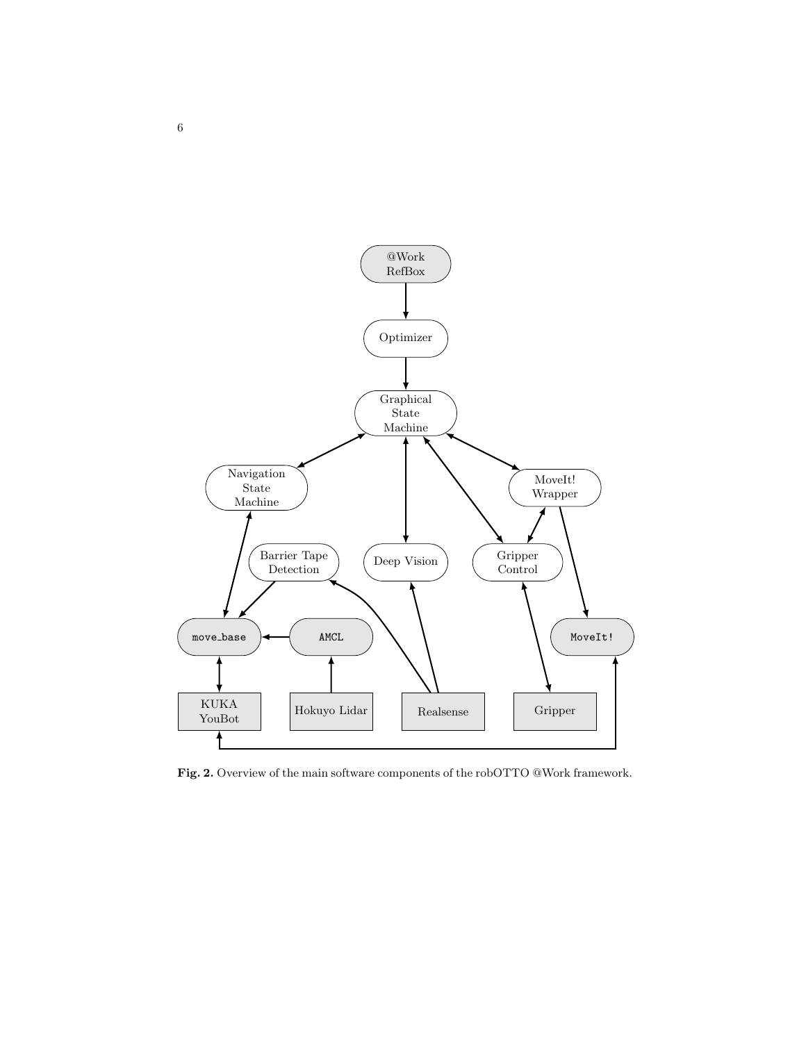**Fig. 2.** Overview of the main software components of the robOTTO @Work framework.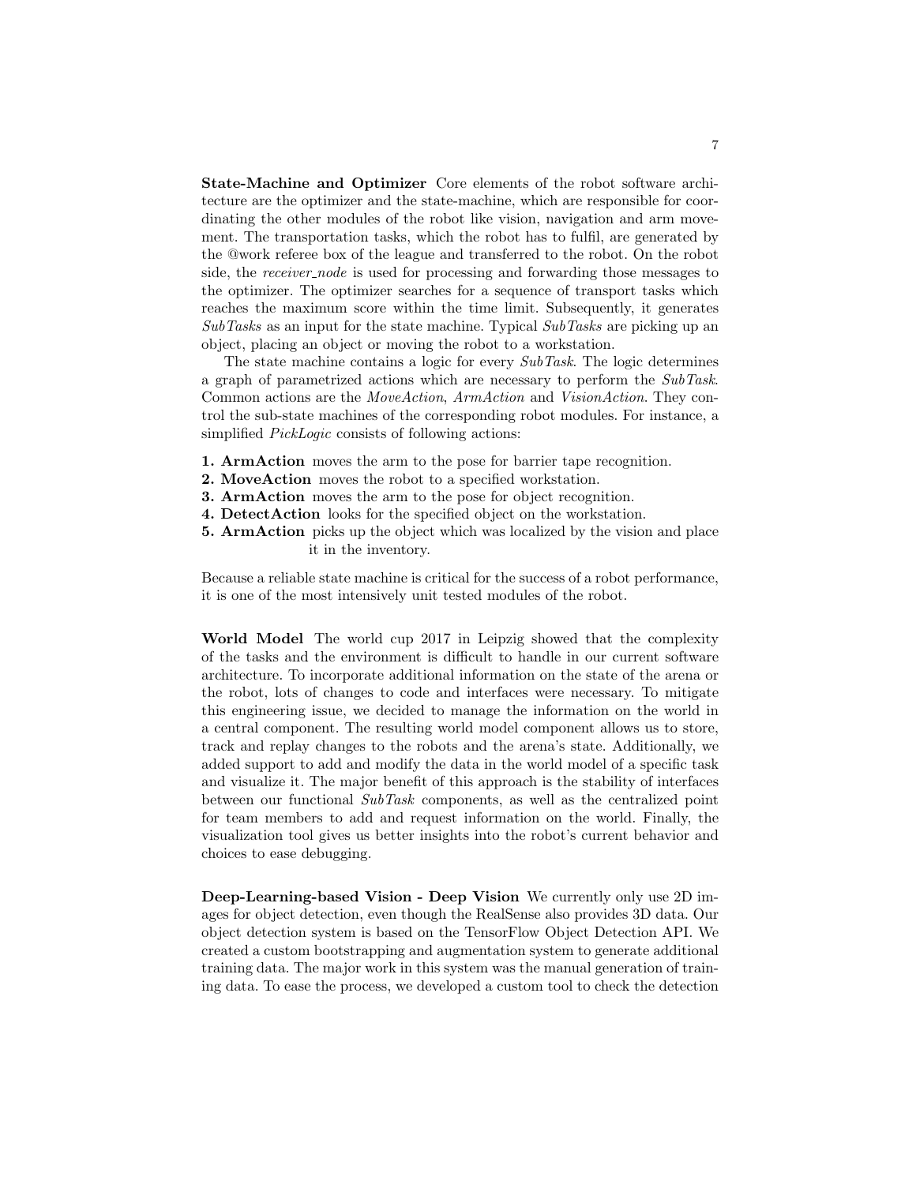**State-Machine and Optimizer** Core elements of the robot software architecture are the optimizer and the state-machine, which are responsible for coordinating the other modules of the robot like vision, navigation and arm movement. The transportation tasks, which the robot has to fulfil, are generated by the @work referee box of the league and transferred to the robot. On the robot side, the *receiver_node* is used for processing and forwarding those messages to the optimizer. The optimizer searches for a sequence of transport tasks which reaches the maximum score within the time limit. Subsequently, it generates *SubTasks* as an input for the state machine. Typical *SubTasks* are picking up an object, placing an object or moving the robot to a workstation.

The state machine contains a logic for every *SubTask*. The logic determines a graph of parametrized actions which are necessary to perform the *SubTask*. Common actions are the *MoveAction*, *ArmAction* and *VisionAction*. They control the sub-state machines of the corresponding robot modules. For instance, a simplified *PickLogic* consists of following actions:

1. **ArmAction** moves the arm to the pose for barrier tape recognition.
2. **MoveAction** moves the robot to a specified workstation.
3. **ArmAction** moves the arm to the pose for object recognition.
4. **DetectAction** looks for the specified object on the workstation.
5. **ArmAction** picks up the object which was localized by the vision and place it in the inventory.

Because a reliable state machine is critical for the success of a robot performance, it is one of the most intensively unit tested modules of the robot.

**World Model** The world cup 2017 in Leipzig showed that the complexity of the tasks and the environment is difficult to handle in our current software architecture. To incorporate additional information on the state of the arena or the robot, lots of changes to code and interfaces were necessary. To mitigate this engineering issue, we decided to manage the information on the world in a central component. The resulting world model component allows us to store, track and replay changes to the robots and the arena's state. Additionally, we added support to add and modify the data in the world model of a specific task and visualize it. The major benefit of this approach is the stability of interfaces between our functional *SubTask* components, as well as the centralized point for team members to add and request information on the world. Finally, the visualization tool gives us better insights into the robot's current behavior and choices to ease debugging.

**Deep-Learning-based Vision - Deep Vision** We currently only use 2D images for object detection, even though the RealSense also provides 3D data. Our object detection system is based on the TensorFlow Object Detection API. We created a custom bootstrapping and augmentation system to generate additional training data. The major work in this system was the manual generation of training data. To ease the process, we developed a custom tool to check the detection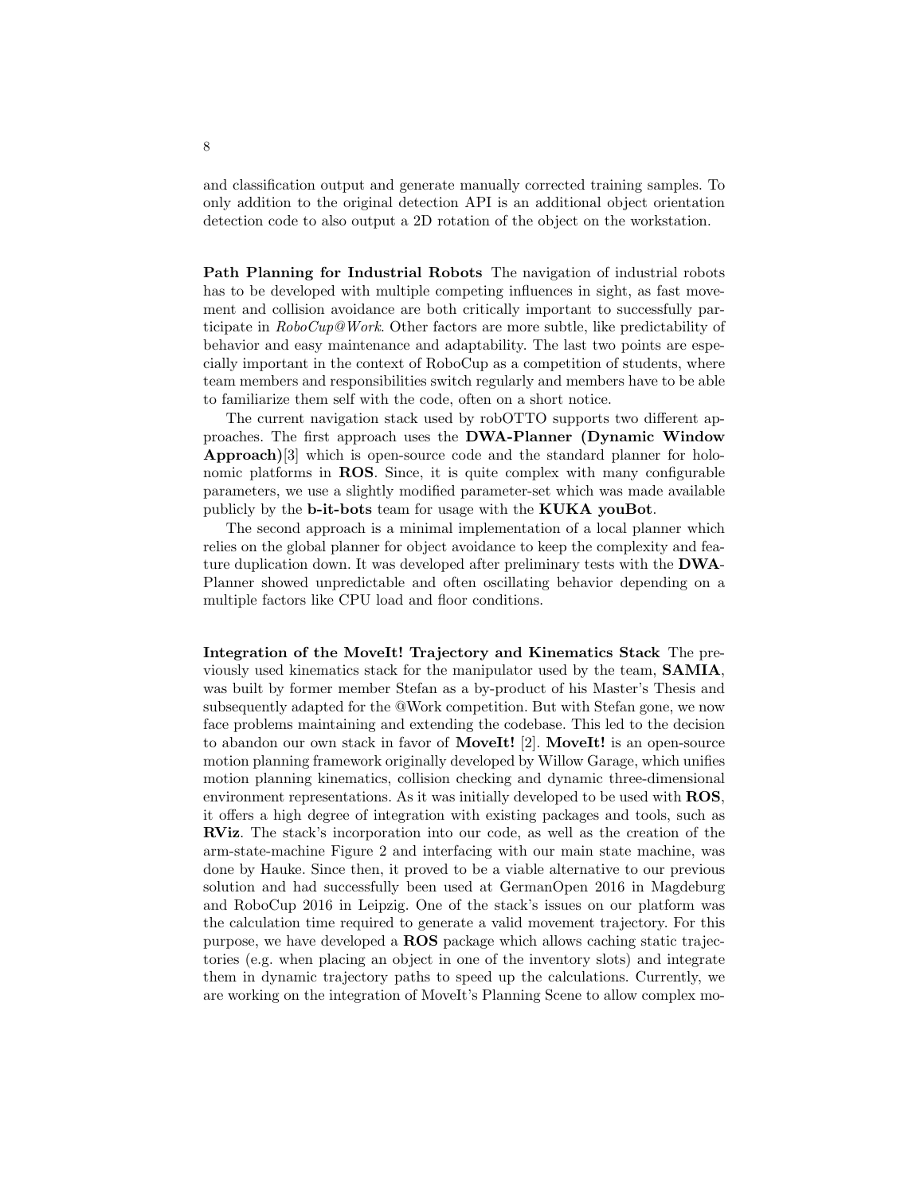and classification output and generate manually corrected training samples. To only addition to the original detection API is an additional object orientation detection code to also output a 2D rotation of the object on the workstation.

**Path Planning for Industrial Robots** The navigation of industrial robots has to be developed with multiple competing influences in sight, as fast movement and collision avoidance are both critically important to successfully participate in *RoboCup@Work*. Other factors are more subtle, like predictability of behavior and easy maintenance and adaptability. The last two points are especially important in the context of RoboCup as a competition of students, where team members and responsibilities switch regularly and members have to be able to familiarize them self with the code, often on a short notice.

The current navigation stack used by robOTTO supports two different approaches. The first approach uses the **DWA-Planner (Dynamic Window Approach)**[3] which is open-source code and the standard planner for holonomic platforms in **ROS**. Since, it is quite complex with many configurable parameters, we use a slightly modified parameter-set which was made available publicly by the **b-it-bots** team for usage with the **KUKA youBot**.

The second approach is a minimal implementation of a local planner which relies on the global planner for object avoidance to keep the complexity and feature duplication down. It was developed after preliminary tests with the **DWA**-Planner showed unpredictable and often oscillating behavior depending on a multiple factors like CPU load and floor conditions.

**Integration of the MoveIt! Trajectory and Kinematics Stack** The previously used kinematics stack for the manipulator used by the team, **SAMIA**, was built by former member Stefan as a by-product of his Master's Thesis and subsequently adapted for the @Work competition. But with Stefan gone, we now face problems maintaining and extending the codebase. This led to the decision to abandon our own stack in favor of **MoveIt!** [2]. **MoveIt!** is an open-source motion planning framework originally developed by Willow Garage, which unifies motion planning kinematics, collision checking and dynamic three-dimensional environment representations. As it was initially developed to be used with **ROS**, it offers a high degree of integration with existing packages and tools, such as **RViz**. The stack's incorporation into our code, as well as the creation of the arm-state-machine Figure 2 and interfacing with our main state machine, was done by Hauke. Since then, it proved to be a viable alternative to our previous solution and had successfully been used at GermanOpen 2016 in Magdeburg and RoboCup 2016 in Leipzig. One of the stack's issues on our platform was the calculation time required to generate a valid movement trajectory. For this purpose, we have developed a **ROS** package which allows caching static trajectories (e.g. when placing an object in one of the inventory slots) and integrate them in dynamic trajectory paths to speed up the calculations. Currently, we are working on the integration of MoveIt's Planning Scene to allow complex mo-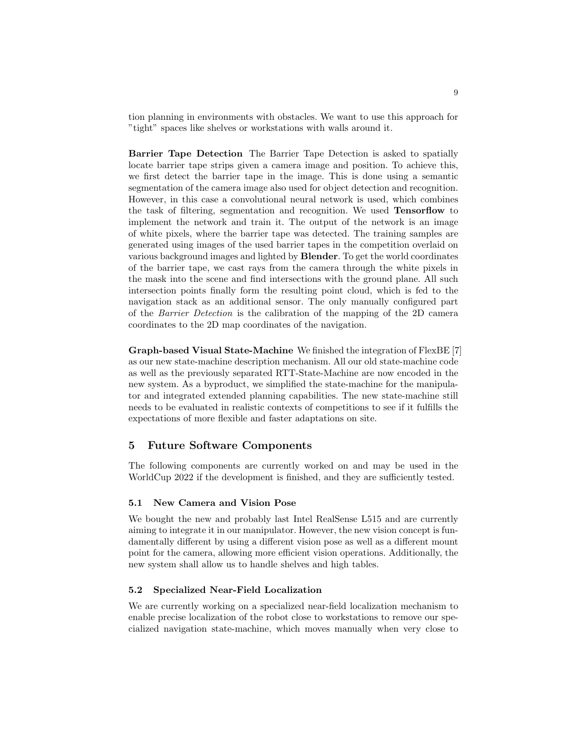tion planning in environments with obstacles. We want to use this approach for "tight" spaces like shelves or workstations with walls around it.

**Barrier Tape Detection** The Barrier Tape Detection is asked to spatially locate barrier tape strips given a camera image and position. To achieve this, we first detect the barrier tape in the image. This is done using a semantic segmentation of the camera image also used for object detection and recognition. However, in this case a convolutional neural network is used, which combines the task of filtering, segmentation and recognition. We used **Tensorflow** to implement the network and train it. The output of the network is an image of white pixels, where the barrier tape was detected. The training samples are generated using images of the used barrier tapes in the competition overlaid on various background images and lighted by **Blender**. To get the world coordinates of the barrier tape, we cast rays from the camera through the white pixels in the mask into the scene and find intersections with the ground plane. All such intersection points finally form the resulting point cloud, which is fed to the navigation stack as an additional sensor. The only manually configured part of the *Barrier Detection* is the calibration of the mapping of the 2D camera coordinates to the 2D map coordinates of the navigation.

**Graph-based Visual State-Machine** We finished the integration of FlexBE [7] as our new state-machine description mechanism. All our old state-machine code as well as the previously separated RTT-State-Machine are now encoded in the new system. As a byproduct, we simplified the state-machine for the manipulator and integrated extended planning capabilities. The new state-machine still needs to be evaluated in realistic contexts of competitions to see if it fulfills the expectations of more flexible and faster adaptations on site.

## 5 Future Software Components

The following components are currently worked on and may be used in the WorldCup 2022 if the development is finished, and they are sufficiently tested.

### 5.1 New Camera and Vision Pose

We bought the new and probably last Intel RealSense L515 and are currently aiming to integrate it in our manipulator. However, the new vision concept is fundamentally different by using a different vision pose as well as a different mount point for the camera, allowing more efficient vision operations. Additionally, the new system shall allow us to handle shelves and high tables.

### 5.2 Specialized Near-Field Localization

We are currently working on a specialized near-field localization mechanism to enable precise localization of the robot close to workstations to remove our specialized navigation state-machine, which moves manually when very close to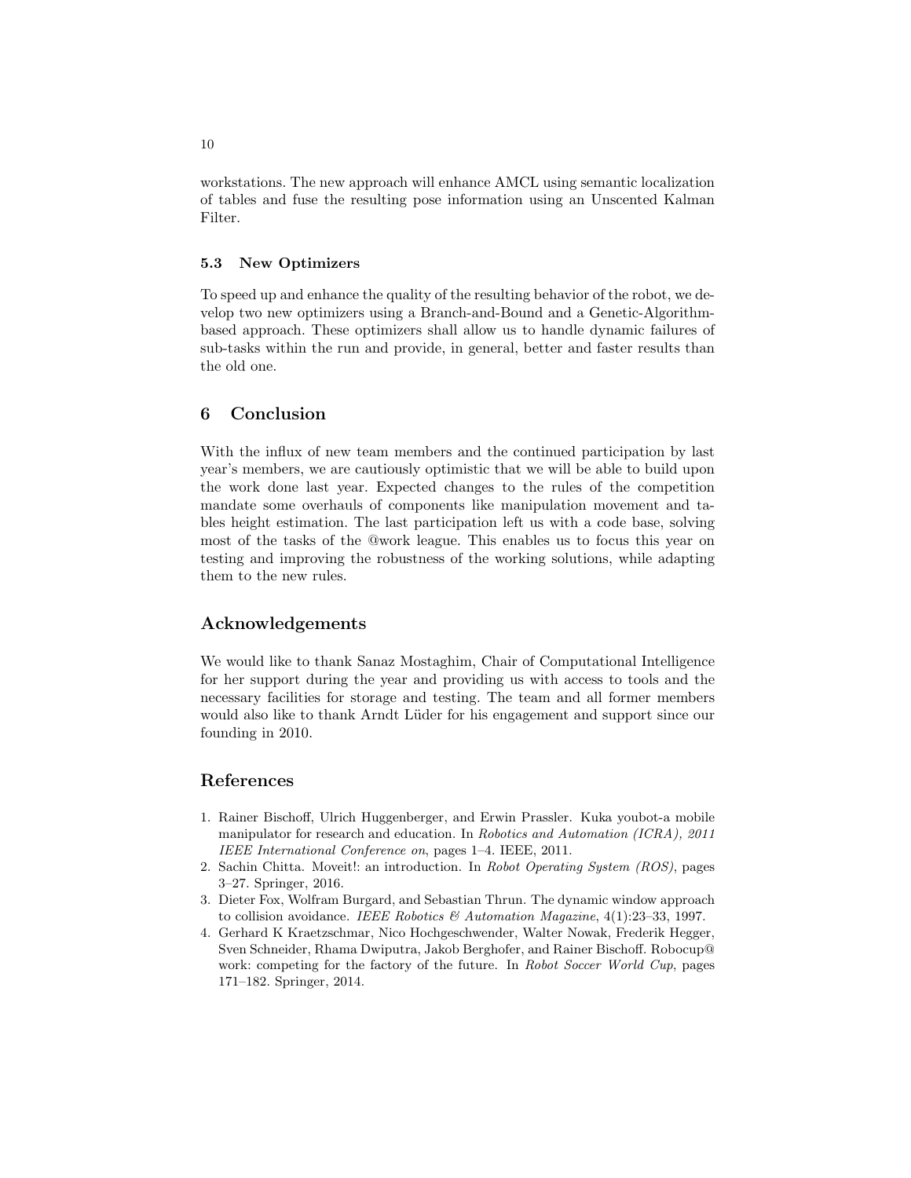workstations. The new approach will enhance AMCL using semantic localization of tables and fuse the resulting pose information using an Unscented Kalman Filter.

### 5.3 New Optimizers

To speed up and enhance the quality of the resulting behavior of the robot, we develop two new optimizers using a Branch-and-Bound and a Genetic-Algorithm-based approach. These optimizers shall allow us to handle dynamic failures of sub-tasks within the run and provide, in general, better and faster results than the old one.

## 6 Conclusion

With the influx of new team members and the continued participation by last year's members, we are cautiously optimistic that we will be able to build upon the work done last year. Expected changes to the rules of the competition mandate some overhauls of components like manipulation movement and tables height estimation. The last participation left us with a code base, solving most of the tasks of the @work league. This enables us to focus this year on testing and improving the robustness of the working solutions, while adapting them to the new rules.

## Acknowledgements

We would like to thank Sanaz Mostaghim, Chair of Computational Intelligence for her support during the year and providing us with access to tools and the necessary facilities for storage and testing. The team and all former members would also like to thank Arndt Lüder for his engagement and support since our founding in 2010.

## References

1. Rainer Bischoff, Ulrich Huggenberger, and Erwin Prassler. Kuka youbot-a mobile manipulator for research and education. In *Robotics and Automation (ICRA), 2011 IEEE International Conference on*, pages 1–4. IEEE, 2011.
2. Sachin Chitta. Moveit!: an introduction. In *Robot Operating System (ROS)*, pages 3–27. Springer, 2016.
3. Dieter Fox, Wolfram Burgard, and Sebastian Thrun. The dynamic window approach to collision avoidance. *IEEE Robotics & Automation Magazine*, 4(1):23–33, 1997.
4. Gerhard K Kraetzschmar, Nico Hochgeschwender, Walter Nowak, Frederik Hegger, Sven Schneider, Rhama Dwiputra, Jakob Berghofer, and Rainer Bischoff. Robocup@work: competing for the factory of the future. In *Robot Soccer World Cup*, pages 171–182. Springer, 2014.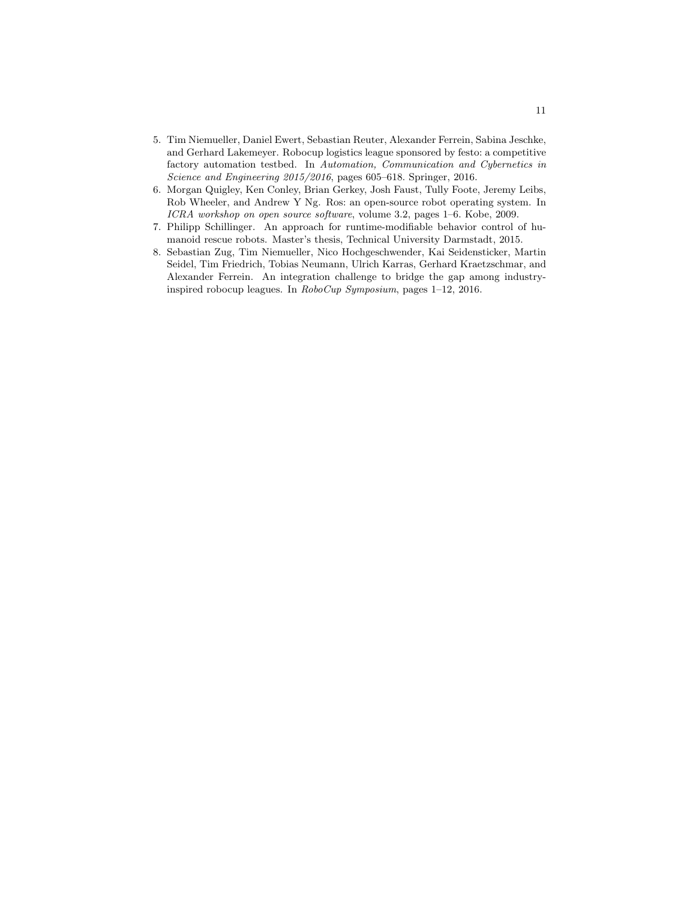5. Tim Niemueller, Daniel Ewert, Sebastian Reuter, Alexander Ferrein, Sabina Jeschke, and Gerhard Lakemeyer. Robocup logistics league sponsored by festo: a competitive factory automation testbed. In *Automation, Communication and Cybernetics in Science and Engineering 2015/2016*, pages 605–618. Springer, 2016.
6. Morgan Quigley, Ken Conley, Brian Gerkey, Josh Faust, Tully Foote, Jeremy Leibs, Rob Wheeler, and Andrew Y Ng. Ros: an open-source robot operating system. In *ICRA workshop on open source software*, volume 3.2, pages 1–6. Kobe, 2009.
7. Philipp Schillinger. An approach for runtime-modifiable behavior control of humanoid rescue robots. Master's thesis, Technical University Darmstadt, 2015.
8. Sebastian Zug, Tim Niemueller, Nico Hochgeschwender, Kai Seidensticker, Martin Seidel, Tim Friedrich, Tobias Neumann, Ulrich Karras, Gerhard Kraetzschmar, and Alexander Ferrein. An integration challenge to bridge the gap among industry-inspired robocup leagues. In *RoboCup Symposium*, pages 1–12, 2016.